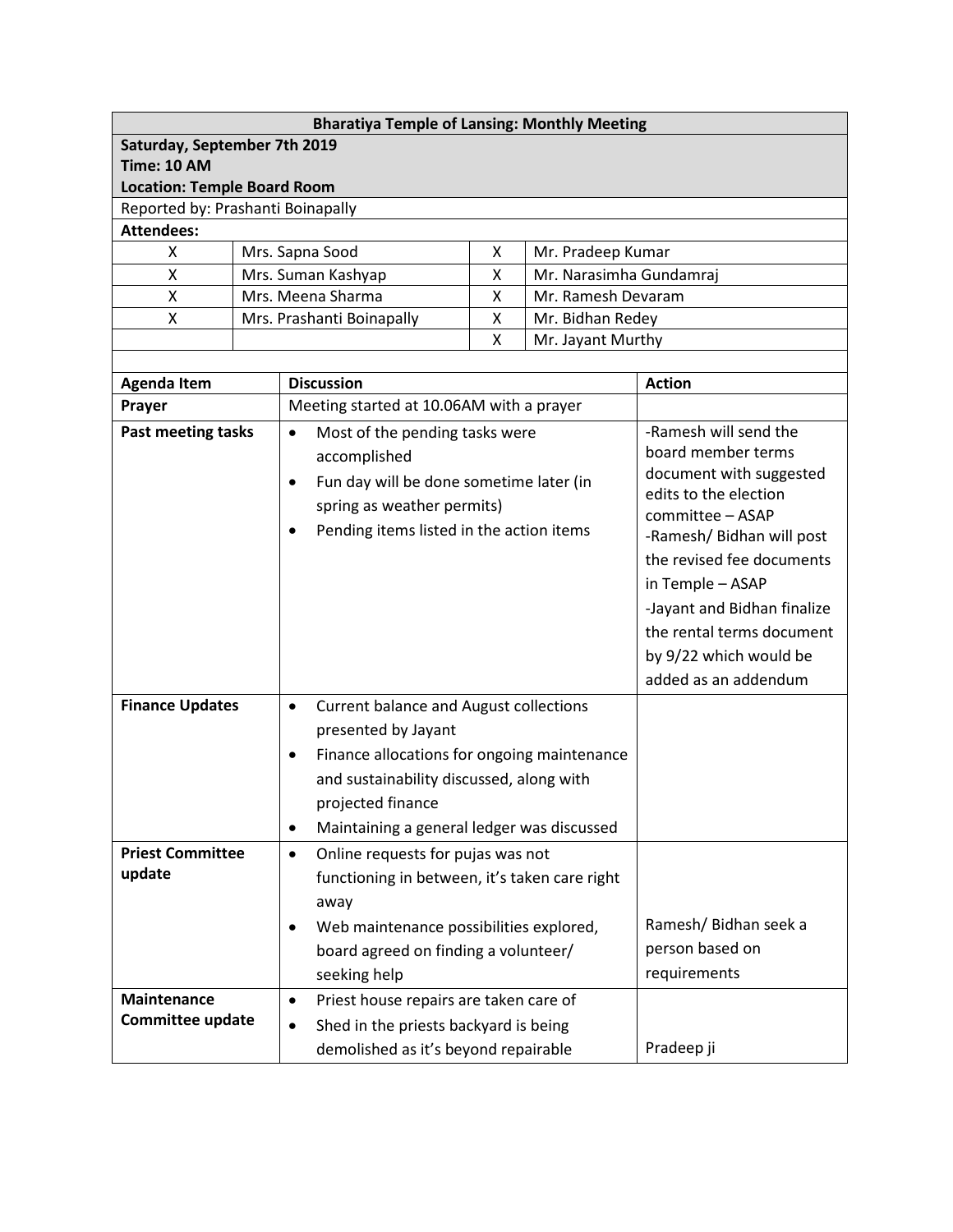| **Bharatiya Temple of Lansing: Monthly Meeting** | | | |
|---|---|---|---|
| **Saturday, September 7th 2019**<br>**Time: 10 AM**<br>**Location: Temple Board Room** | | | |
| Reported by: Prashanti Boinapally | | | |
| **Attendees:** | | | |
| X | Mrs. Sapna Sood | X | Mr. Pradeep Kumar |
| X | Mrs. Suman Kashyap | X | Mr. Narasimha Gundamraj |
| X | Mrs. Meena Sharma | X | Mr. Ramesh Devaram |
| X | Mrs. Prashanti Boinapally | X | Mr. Bidhan Redey |
| | | X | Mr. Jayant Murthy |

| Agenda Item | Discussion | Action |
|---|---|---|
| **Prayer** | Meeting started at 10.06AM with a prayer | |
| **Past meeting tasks** | • Most of the pending tasks were accomplished<br>• Fun day will be done sometime later (in spring as weather permits)<br>• Pending items listed in the action items | -Ramesh will send the board member terms document with suggested edits to the election committee – ASAP<br>-Ramesh/ Bidhan will post the revised fee documents in Temple – ASAP<br>-Jayant and Bidhan finalize the rental terms document by 9/22 which would be added as an addendum |
| **Finance Updates** | • Current balance and August collections presented by Jayant<br>• Finance allocations for ongoing maintenance and sustainability discussed, along with projected finance<br>• Maintaining a general ledger was discussed | |
| **Priest Committee update** | • Online requests for pujas was not functioning in between, it's taken care right away<br>• Web maintenance possibilities explored, board agreed on finding a volunteer/ seeking help | Ramesh/ Bidhan seek a person based on requirements |
| **Maintenance Committee update** | • Priest house repairs are taken care of<br>• Shed in the priests backyard is being demolished as it's beyond repairable | Pradeep ji |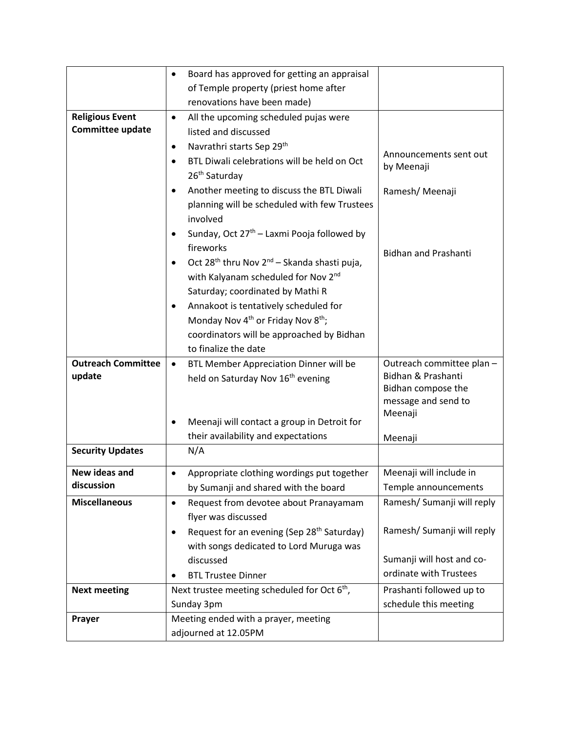| | | |
|---|---|---|
| | • Board has approved for getting an appraisal of Temple property (priest home after renovations have been made) | |
| **Religious Event Committee update** | • All the upcoming scheduled pujas were listed and discussed<br>• Navrathri starts Sep 29th<br>• BTL Diwali celebrations will be held on Oct 26th Saturday<br>• Another meeting to discuss the BTL Diwali planning will be scheduled with few Trustees involved<br>• Sunday, Oct 27th – Laxmi Pooja followed by fireworks<br>• Oct 28th thru Nov 2nd – Skanda shasti puja, with Kalyanam scheduled for Nov 2nd Saturday; coordinated by Mathi R<br>• Annakoot is tentatively scheduled for Monday Nov 4th or Friday Nov 8th; coordinators will be approached by Bidhan to finalize the date | Announcements sent out by Meenaji<br><br>Ramesh/ Meenaji<br><br>Bidhan and Prashanti |
| **Outreach Committee update** | • BTL Member Appreciation Dinner will be held on Saturday Nov 16th evening<br><br>• Meenaji will contact a group in Detroit for their availability and expectations | Outreach committee plan – Bidhan & Prashanti<br>Bidhan compose the message and send to Meenaji<br><br>Meenaji |
| **Security Updates** | N/A | |
| **New ideas and discussion** | • Appropriate clothing wordings put together by Sumanji and shared with the board | Meenaji will include in Temple announcements |
| **Miscellaneous** | • Request from devotee about Pranayamam flyer was discussed<br>• Request for an evening (Sep 28th Saturday) with songs dedicated to Lord Muruga was discussed<br>• BTL Trustee Dinner | Ramesh/ Sumanji will reply<br><br>Ramesh/ Sumanji will reply<br><br>Sumanji will host and co-ordinate with Trustees |
| **Next meeting** | Next trustee meeting scheduled for Oct 6th, Sunday 3pm | Prashanti followed up to schedule this meeting |
| **Prayer** | Meeting ended with a prayer, meeting adjourned at 12.05PM | |